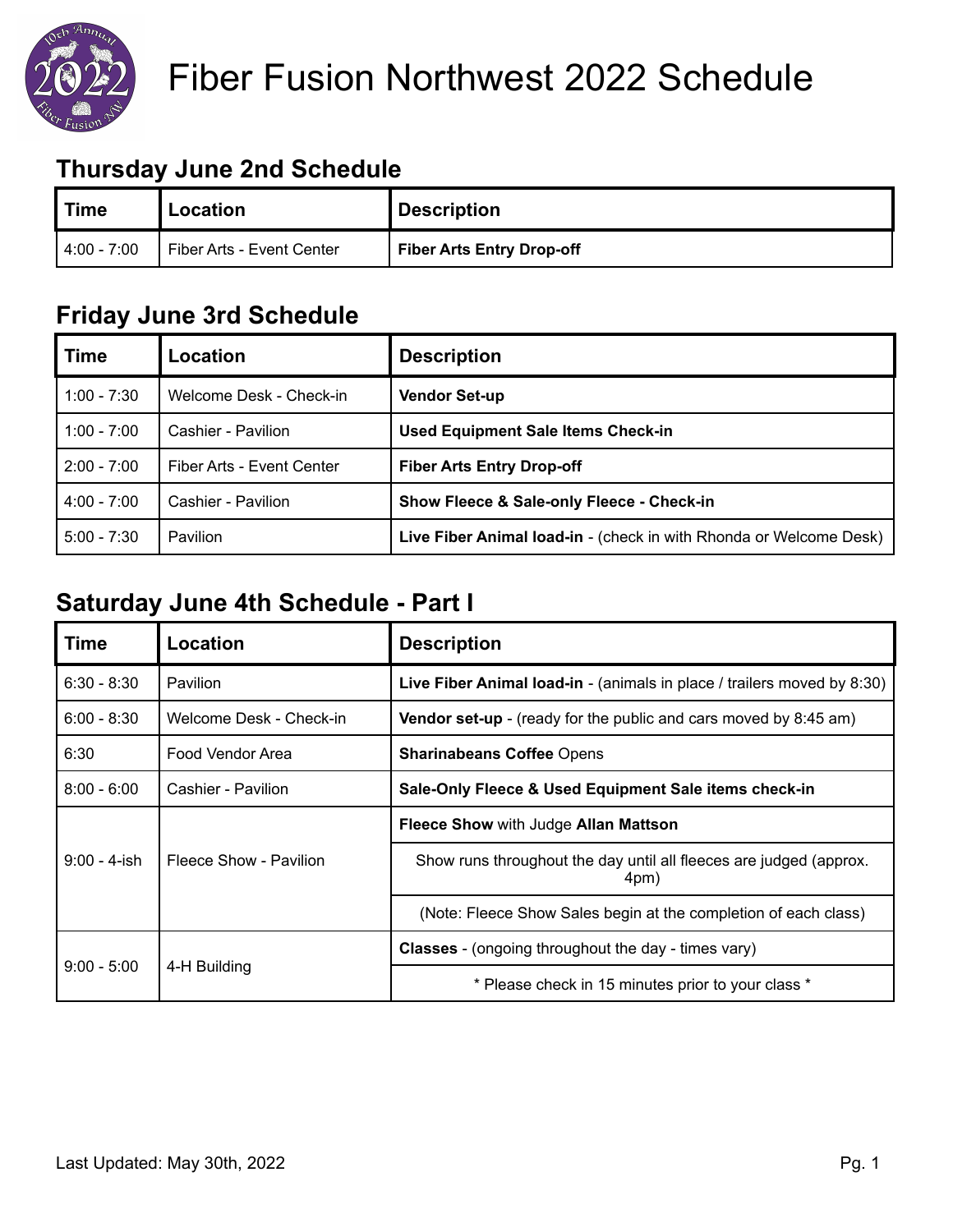# Fiber Fusion Northwest 2022 Schedule

## Thursday June 2nd Schedule

| Time | Location | Description |
|---|---|---|
| 4:00 - 7:00 | Fiber Arts - Event Center | **Fiber Arts Entry Drop-off** |

## Friday June 3rd Schedule

| Time | Location | Description |
|---|---|---|
| 1:00 - 7:30 | Welcome Desk - Check-in | **Vendor Set-up** |
| 1:00 - 7:00 | Cashier - Pavilion | **Used Equipment Sale Items Check-in** |
| 2:00 - 7:00 | Fiber Arts - Event Center | **Fiber Arts Entry Drop-off** |
| 4:00 - 7:00 | Cashier - Pavilion | **Show Fleece & Sale-only Fleece - Check-in** |
| 5:00 - 7:30 | Pavilion | **Live Fiber Animal load-in** - (check in with Rhonda or Welcome Desk) |

## Saturday June 4th Schedule - Part I

| Time | Location | Description |
|---|---|---|
| 6:30 - 8:30 | Pavilion | **Live Fiber Animal load-in** - (animals in place / trailers moved by 8:30) |
| 6:00 - 8:30 | Welcome Desk - Check-in | **Vendor set-up** - (ready for the public and cars moved by 8:45 am) |
| 6:30 | Food Vendor Area | **Sharinabeans Coffee** Opens |
| 8:00 - 6:00 | Cashier - Pavilion | **Sale-Only Fleece & Used Equipment Sale items check-in** |
| 9:00 - 4-ish | Fleece Show - Pavilion | **Fleece Show** with Judge **Allan Mattson** |
| | | Show runs throughout the day until all fleeces are judged (approx. 4pm) |
| | | (Note: Fleece Show Sales begin at the completion of each class) |
| 9:00 - 5:00 | 4-H Building | **Classes** - (ongoing throughout the day - times vary) |
| | | * Please check in 15 minutes prior to your class * |

Last Updated: May 30th, 2022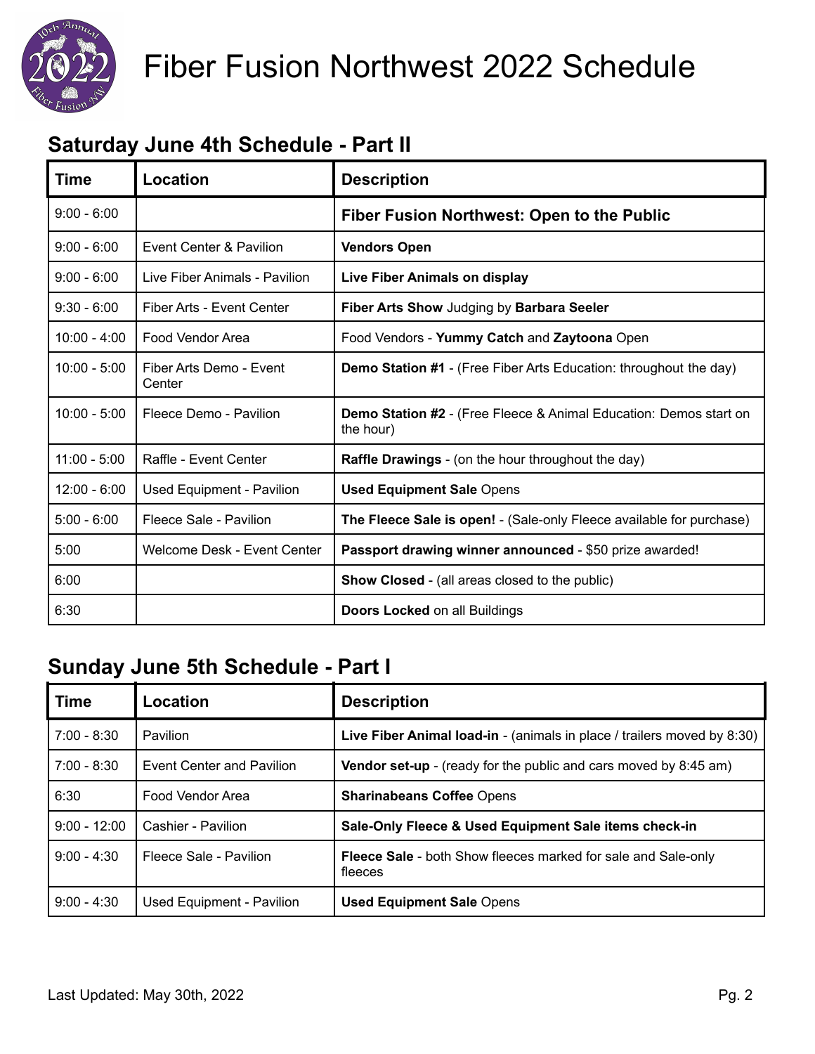# Fiber Fusion Northwest 2022 Schedule

## Saturday June 4th Schedule - Part II

| Time | Location | Description |
|---|---|---|
| 9:00 - 6:00 | | **Fiber Fusion Northwest: Open to the Public** |
| 9:00 - 6:00 | Event Center & Pavilion | **Vendors Open** |
| 9:00 - 6:00 | Live Fiber Animals - Pavilion | **Live Fiber Animals on display** |
| 9:30 - 6:00 | Fiber Arts - Event Center | **Fiber Arts Show** Judging by **Barbara Seeler** |
| 10:00 - 4:00 | Food Vendor Area | Food Vendors - **Yummy Catch** and **Zaytoona** Open |
| 10:00 - 5:00 | Fiber Arts Demo - Event Center | **Demo Station #1** - (Free Fiber Arts Education: throughout the day) |
| 10:00 - 5:00 | Fleece Demo - Pavilion | **Demo Station #2** - (Free Fleece & Animal Education: Demos start on the hour) |
| 11:00 - 5:00 | Raffle - Event Center | **Raffle Drawings** - (on the hour throughout the day) |
| 12:00 - 6:00 | Used Equipment - Pavilion | **Used Equipment Sale** Opens |
| 5:00 - 6:00 | Fleece Sale - Pavilion | **The Fleece Sale is open!** - (Sale-only Fleece available for purchase) |
| 5:00 | Welcome Desk - Event Center | **Passport drawing winner announced** - $50 prize awarded! |
| 6:00 | | **Show Closed** - (all areas closed to the public) |
| 6:30 | | **Doors Locked** on all Buildings |

## Sunday June 5th Schedule - Part I

| Time | Location | Description |
|---|---|---|
| 7:00 - 8:30 | Pavilion | **Live Fiber Animal load-in** - (animals in place / trailers moved by 8:30) |
| 7:00 - 8:30 | Event Center and Pavilion | **Vendor set-up** - (ready for the public and cars moved by 8:45 am) |
| 6:30 | Food Vendor Area | **Sharinabeans Coffee** Opens |
| 9:00 - 12:00 | Cashier - Pavilion | **Sale-Only Fleece & Used Equipment Sale items check-in** |
| 9:00 - 4:30 | Fleece Sale - Pavilion | **Fleece Sale** - both Show fleeces marked for sale and Sale-only fleeces |
| 9:00 - 4:30 | Used Equipment - Pavilion | **Used Equipment Sale** Opens |

Last Updated: May 30th, 2022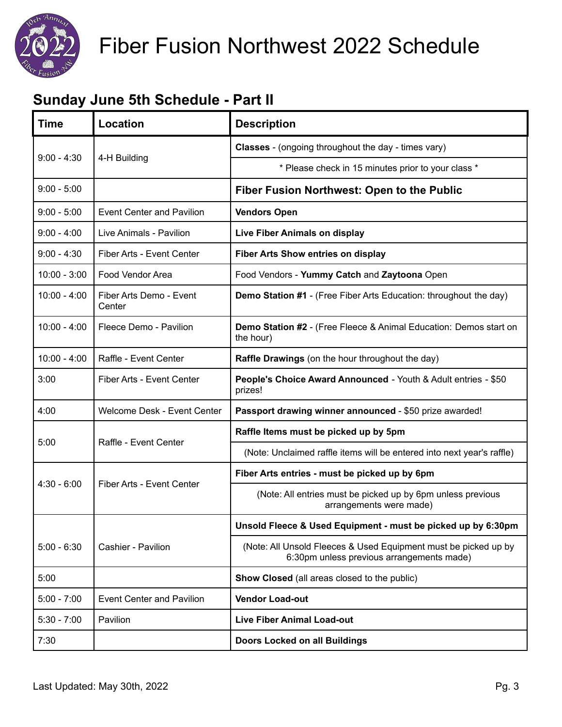# Fiber Fusion Northwest 2022 Schedule

## Sunday June 5th Schedule - Part II

| Time | Location | Description |
|---|---|---|
| 9:00 - 4:30 | 4-H Building | **Classes** - (ongoing throughout the day - times vary) |
| | | * Please check in 15 minutes prior to your class * |
| 9:00 - 5:00 | | **Fiber Fusion Northwest: Open to the Public** |
| 9:00 - 5:00 | Event Center and Pavilion | **Vendors Open** |
| 9:00 - 4:00 | Live Animals - Pavilion | **Live Fiber Animals on display** |
| 9:00 - 4:30 | Fiber Arts - Event Center | **Fiber Arts Show entries on display** |
| 10:00 - 3:00 | Food Vendor Area | Food Vendors - **Yummy Catch** and **Zaytoona** Open |
| 10:00 - 4:00 | Fiber Arts Demo - Event Center | **Demo Station #1** - (Free Fiber Arts Education: throughout the day) |
| 10:00 - 4:00 | Fleece Demo - Pavilion | **Demo Station #2** - (Free Fleece & Animal Education: Demos start on the hour) |
| 10:00 - 4:00 | Raffle - Event Center | **Raffle Drawings** (on the hour throughout the day) |
| 3:00 | Fiber Arts - Event Center | **People's Choice Award Announced** - Youth & Adult entries - $50 prizes! |
| 4:00 | Welcome Desk - Event Center | **Passport drawing winner announced** - $50 prize awarded! |
| 5:00 | Raffle - Event Center | **Raffle Items must be picked up by 5pm** |
| | | (Note: Unclaimed raffle items will be entered into next year's raffle) |
| 4:30 - 6:00 | Fiber Arts - Event Center | **Fiber Arts entries - must be picked up by 6pm** |
| | | (Note: All entries must be picked up by 6pm unless previous arrangements were made) |
| 5:00 - 6:30 | Cashier - Pavilion | **Unsold Fleece & Used Equipment - must be picked up by 6:30pm** |
| | | (Note: All Unsold Fleeces & Used Equipment must be picked up by 6:30pm unless previous arrangements made) |
| 5:00 | | **Show Closed** (all areas closed to the public) |
| 5:00 - 7:00 | Event Center and Pavilion | **Vendor Load-out** |
| 5:30 - 7:00 | Pavilion | **Live Fiber Animal Load-out** |
| 7:30 | | **Doors Locked on all Buildings** |

Last Updated: May 30th, 2022